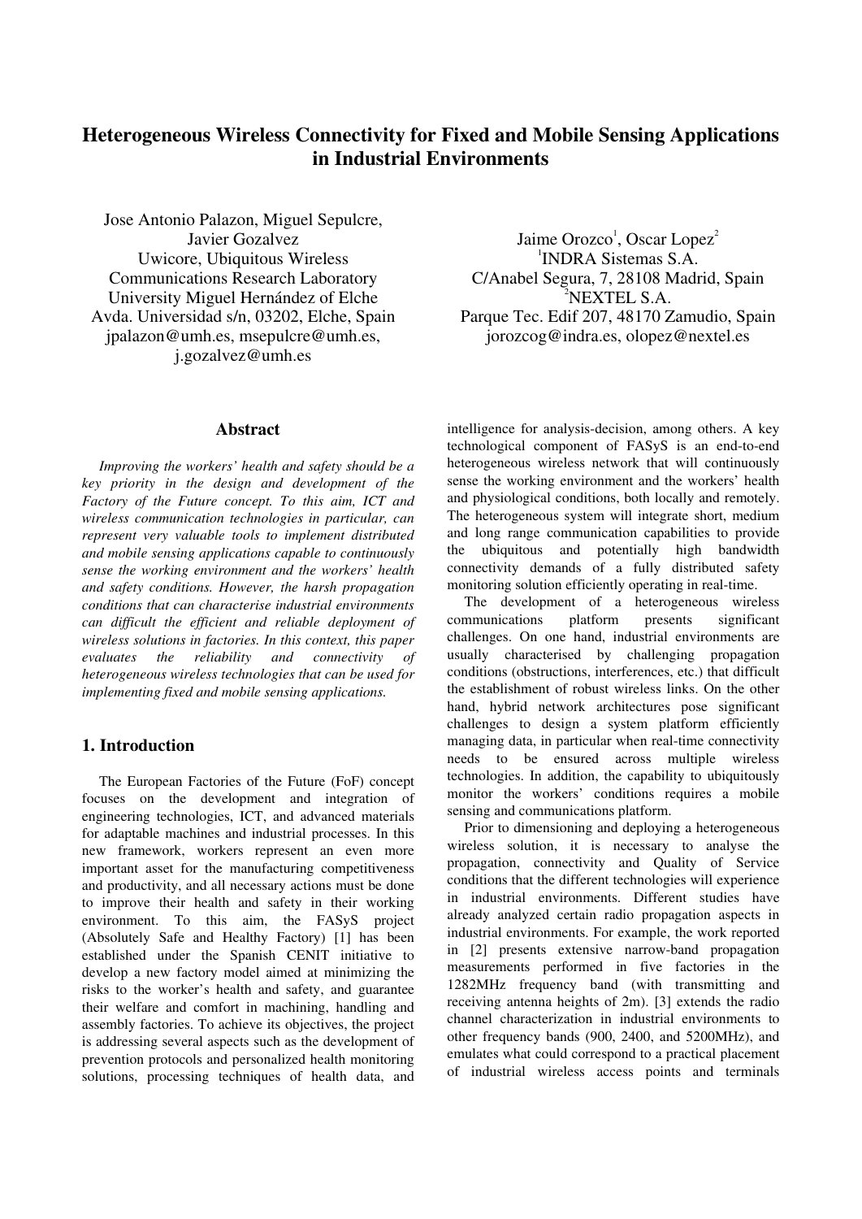# Heterogeneous Wireless Connectivity for Fixed and Mobile Sensing Applications in Industrial Environments

Jose Antonio Palazon, Miguel Sepulcre, Javier Gozalvez
Uwicore, Ubiquitous Wireless Communications Research Laboratory
University Miguel Hernández of Elche
Avda. Universidad s/n, 03202, Elche, Spain
jpalazon@umh.es, msepulcre@umh.es, j.gozalvez@umh.es

Jaime Orozco[1], Oscar Lopez[2]
[1]INDRA Sistemas S.A.
C/Anabel Segura, 7, 28108 Madrid, Spain
[2]NEXTEL S.A.
Parque Tec. Edif 207, 48170 Zamudio, Spain
jorozcog@indra.es, olopez@nextel.es

## Abstract

*Improving the workers' health and safety should be a key priority in the design and development of the Factory of the Future concept. To this aim, ICT and wireless communication technologies in particular, can represent very valuable tools to implement distributed and mobile sensing applications capable to continuously sense the working environment and the workers' health and safety conditions. However, the harsh propagation conditions that can characterise industrial environments can difficult the efficient and reliable deployment of wireless solutions in factories. In this context, this paper evaluates the reliability and connectivity of heterogeneous wireless technologies that can be used for implementing fixed and mobile sensing applications.*

## 1. Introduction

The European Factories of the Future (FoF) concept focuses on the development and integration of engineering technologies, ICT, and advanced materials for adaptable machines and industrial processes. In this new framework, workers represent an even more important asset for the manufacturing competitiveness and productivity, and all necessary actions must be done to improve their health and safety in their working environment. To this aim, the FASyS project (Absolutely Safe and Healthy Factory) [1] has been established under the Spanish CENIT initiative to develop a new factory model aimed at minimizing the risks to the worker's health and safety, and guarantee their welfare and comfort in machining, handling and assembly factories. To achieve its objectives, the project is addressing several aspects such as the development of prevention protocols and personalized health monitoring solutions, processing techniques of health data, and intelligence for analysis-decision, among others. A key technological component of FASyS is an end-to-end heterogeneous wireless network that will continuously sense the working environment and the workers' health and physiological conditions, both locally and remotely. The heterogeneous system will integrate short, medium and long range communication capabilities to provide the ubiquitous and potentially high bandwidth connectivity demands of a fully distributed safety monitoring solution efficiently operating in real-time.

The development of a heterogeneous wireless communications platform presents significant challenges. On one hand, industrial environments are usually characterised by challenging propagation conditions (obstructions, interferences, etc.) that difficult the establishment of robust wireless links. On the other hand, hybrid network architectures pose significant challenges to design a system platform efficiently managing data, in particular when real-time connectivity needs to be ensured across multiple wireless technologies. In addition, the capability to ubiquitously monitor the workers' conditions requires a mobile sensing and communications platform.

Prior to dimensioning and deploying a heterogeneous wireless solution, it is necessary to analyse the propagation, connectivity and Quality of Service conditions that the different technologies will experience in industrial environments. Different studies have already analyzed certain radio propagation aspects in industrial environments. For example, the work reported in [2] presents extensive narrow-band propagation measurements performed in five factories in the 1282MHz frequency band (with transmitting and receiving antenna heights of 2m). [3] extends the radio channel characterization in industrial environments to other frequency bands (900, 2400, and 5200MHz), and emulates what could correspond to a practical placement of industrial wireless access points and terminals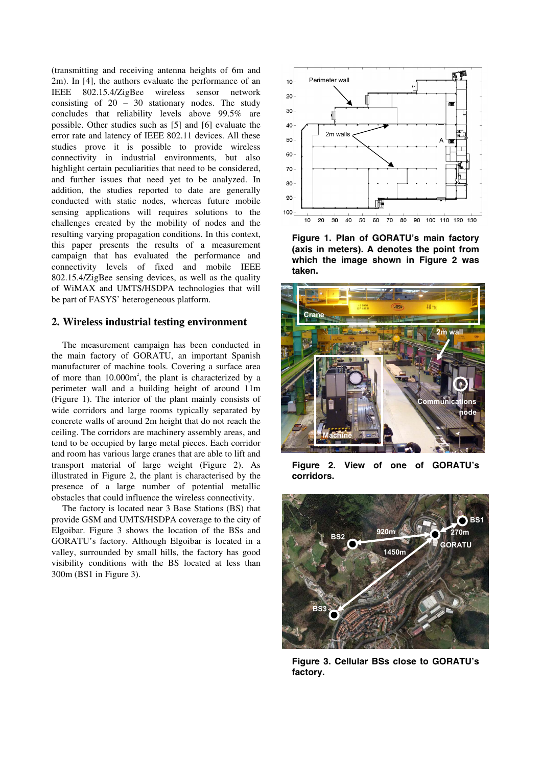(transmitting and receiving antenna heights of 6m and 2m). In [4], the authors evaluate the performance of an IEEE 802.15.4/ZigBee wireless sensor network consisting of 20 – 30 stationary nodes. The study concludes that reliability levels above 99.5% are possible. Other studies such as [5] and [6] evaluate the error rate and latency of IEEE 802.11 devices. All these studies prove it is possible to provide wireless connectivity in industrial environments, but also highlight certain peculiarities that need to be considered, and further issues that need yet to be analyzed. In addition, the studies reported to date are generally conducted with static nodes, whereas future mobile sensing applications will requires solutions to the challenges created by the mobility of nodes and the resulting varying propagation conditions. In this context, this paper presents the results of a measurement campaign that has evaluated the performance and connectivity levels of fixed and mobile IEEE 802.15.4/ZigBee sensing devices, as well as the quality of WiMAX and UMTS/HSDPA technologies that will be part of FASYS' heterogeneous platform.

## 2. Wireless industrial testing environment

The measurement campaign has been conducted in the main factory of GORATU, an important Spanish manufacturer of machine tools. Covering a surface area of more than 10.000m$^2$, the plant is characterized by a perimeter wall and a building height of around 11m (Figure 1). The interior of the plant mainly consists of wide corridors and large rooms typically separated by concrete walls of around 2m height that do not reach the ceiling. The corridors are machinery assembly areas, and tend to be occupied by large metal pieces. Each corridor and room has various large cranes that are able to lift and transport material of large weight (Figure 2). As illustrated in Figure 2, the plant is characterised by the presence of a large number of potential metallic obstacles that could influence the wireless connectivity.

The factory is located near 3 Base Stations (BS) that provide GSM and UMTS/HSDPA coverage to the city of Elgoibar. Figure 3 shows the location of the BSs and GORATU's factory. Although Elgoibar is located in a valley, surrounded by small hills, the factory has good visibility conditions with the BS located at less than 300m (BS1 in Figure 3).

**Figure 1. Plan of GORATU's main factory (axis in meters). A denotes the point from which the image shown in Figure 2 was taken.**

**Figure 2. View of one of GORATU's corridors.**

**Figure 3. Cellular BSs close to GORATU's factory.**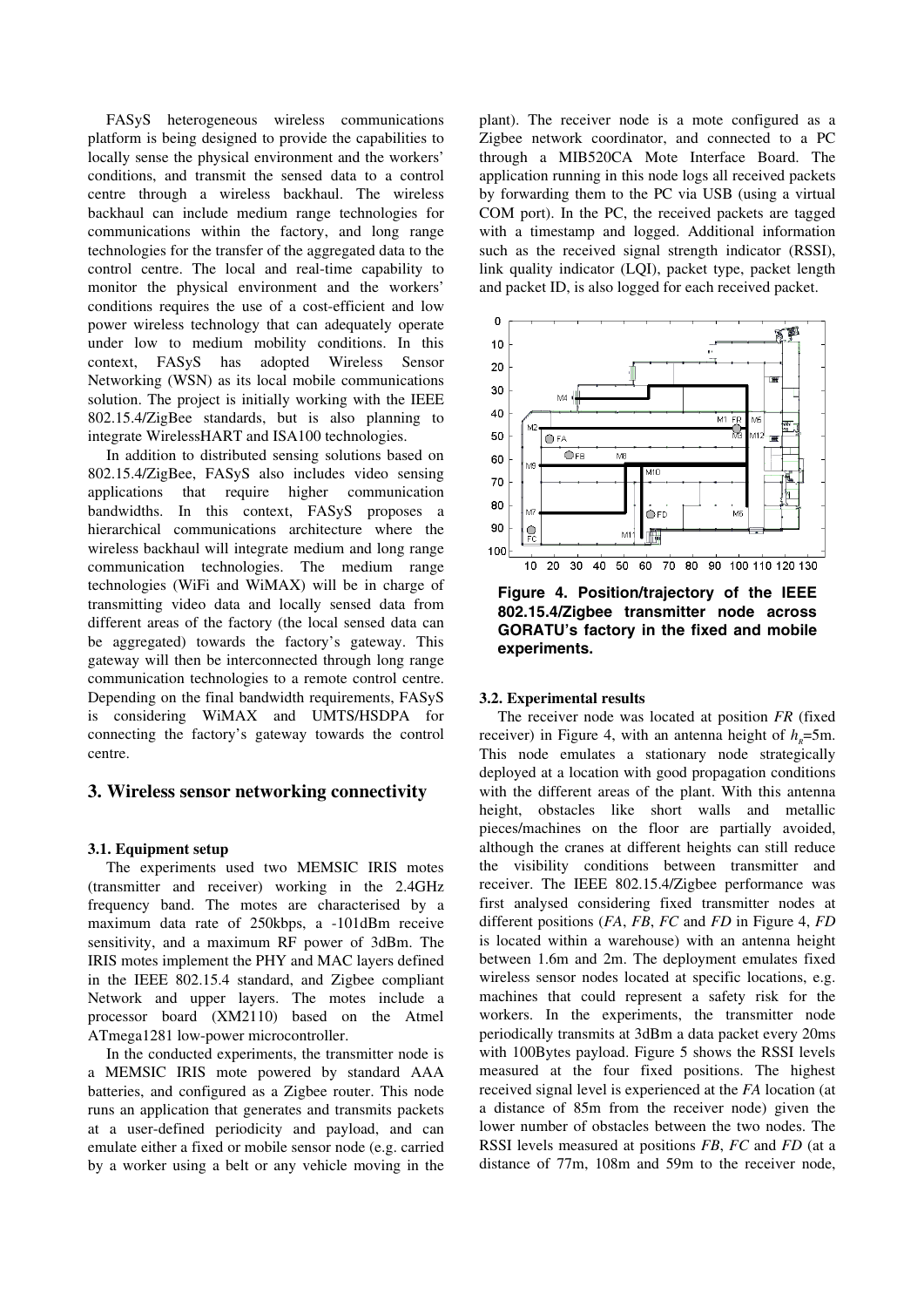FASyS heterogeneous wireless communications platform is being designed to provide the capabilities to locally sense the physical environment and the workers' conditions, and transmit the sensed data to a control centre through a wireless backhaul. The wireless backhaul can include medium range technologies for communications within the factory, and long range technologies for the transfer of the aggregated data to the control centre. The local and real-time capability to monitor the physical environment and the workers' conditions requires the use of a cost-efficient and low power wireless technology that can adequately operate under low to medium mobility conditions. In this context, FASyS has adopted Wireless Sensor Networking (WSN) as its local mobile communications solution. The project is initially working with the IEEE 802.15.4/ZigBee standards, but is also planning to integrate WirelessHART and ISA100 technologies.

In addition to distributed sensing solutions based on 802.15.4/ZigBee, FASyS also includes video sensing applications that require higher communication bandwidths. In this context, FASyS proposes a hierarchical communications architecture where the wireless backhaul will integrate medium and long range communication technologies. The medium range technologies (WiFi and WiMAX) will be in charge of transmitting video data and locally sensed data from different areas of the factory (the local sensed data can be aggregated) towards the factory's gateway. This gateway will then be interconnected through long range communication technologies to a remote control centre. Depending on the final bandwidth requirements, FASyS is considering WiMAX and UMTS/HSDPA for connecting the factory's gateway towards the control centre.

## 3. Wireless sensor networking connectivity

### 3.1. Equipment setup

The experiments used two MEMSIC IRIS motes (transmitter and receiver) working in the 2.4GHz frequency band. The motes are characterised by a maximum data rate of 250kbps, a -101dBm receive sensitivity, and a maximum RF power of 3dBm. The IRIS motes implement the PHY and MAC layers defined in the IEEE 802.15.4 standard, and Zigbee compliant Network and upper layers. The motes include a processor board (XM2110) based on the Atmel ATmega1281 low-power microcontroller.

In the conducted experiments, the transmitter node is a MEMSIC IRIS mote powered by standard AAA batteries, and configured as a Zigbee router. This node runs an application that generates and transmits packets at a user-defined periodicity and payload, and can emulate either a fixed or mobile sensor node (e.g. carried by a worker using a belt or any vehicle moving in the plant). The receiver node is a mote configured as a Zigbee network coordinator, and connected to a PC through a MIB520CA Mote Interface Board. The application running in this node logs all received packets by forwarding them to the PC via USB (using a virtual COM port). In the PC, the received packets are tagged with a timestamp and logged. Additional information such as the received signal strength indicator (RSSI), link quality indicator (LQI), packet type, packet length and packet ID, is also logged for each received packet.

**Figure 4. Position/trajectory of the IEEE 802.15.4/Zigbee transmitter node across GORATU's factory in the fixed and mobile experiments.**

### 3.2. Experimental results

The receiver node was located at position *FR* (fixed receiver) in Figure 4, with an antenna height of $h_R$=5m. This node emulates a stationary node strategically deployed at a location with good propagation conditions with the different areas of the plant. With this antenna height, obstacles like short walls and metallic pieces/machines on the floor are partially avoided, although the cranes at different heights can still reduce the visibility conditions between transmitter and receiver. The IEEE 802.15.4/Zigbee performance was first analysed considering fixed transmitter nodes at different positions (*FA*, *FB*, *FC* and *FD* in Figure 4, *FD* is located within a warehouse) with an antenna height between 1.6m and 2m. The deployment emulates fixed wireless sensor nodes located at specific locations, e.g. machines that could represent a safety risk for the workers. In the experiments, the transmitter node periodically transmits at 3dBm a data packet every 20ms with 100Bytes payload. Figure 5 shows the RSSI levels measured at the four fixed positions. The highest received signal level is experienced at the *FA* location (at a distance of 85m from the receiver node) given the lower number of obstacles between the two nodes. The RSSI levels measured at positions *FB*, *FC* and *FD* (at a distance of 77m, 108m and 59m to the receiver node,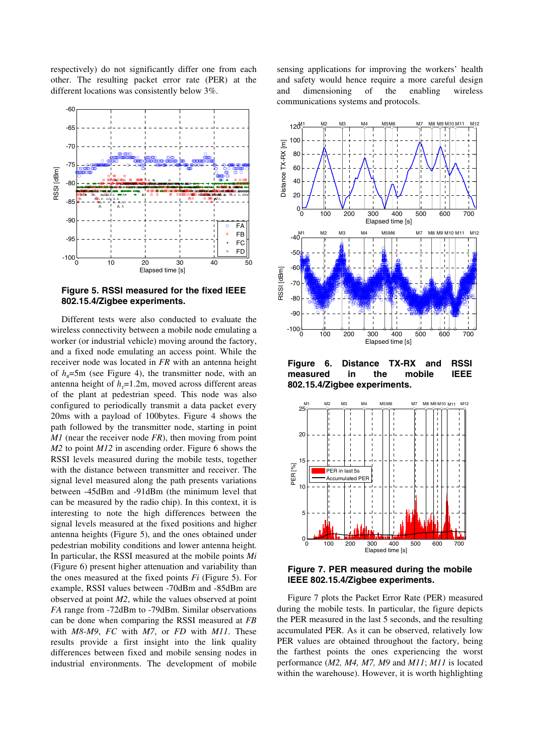respectively) do not significantly differ one from each other. The resulting packet error rate (PER) at the different locations was consistently below 3%.

**Figure 5. RSSI measured for the fixed IEEE 802.15.4/Zigbee experiments.**

Different tests were also conducted to evaluate the wireless connectivity between a mobile node emulating a worker (or industrial vehicle) moving around the factory, and a fixed node emulating an access point. While the receiver node was located in *FR* with an antenna height of $h_R$=5m (see Figure 4), the transmitter node, with an antenna height of $h_T$=1.2m, moved across different areas of the plant at pedestrian speed. This node was also configured to periodically transmit a data packet every 20ms with a payload of 100bytes. Figure 4 shows the path followed by the transmitter node, starting in point *M1* (near the receiver node *FR*), then moving from point *M2* to point *M12* in ascending order. Figure 6 shows the RSSI levels measured during the mobile tests, together with the distance between transmitter and receiver. The signal level measured along the path presents variations between -45dBm and -91dBm (the minimum level that can be measured by the radio chip). In this context, it is interesting to note the high differences between the signal levels measured at the fixed positions and higher antenna heights (Figure 5), and the ones obtained under pedestrian mobility conditions and lower antenna height. In particular, the RSSI measured at the mobile points *Mi* (Figure 6) present higher attenuation and variability than the ones measured at the fixed points *Fi* (Figure 5). For example, RSSI values between -70dBm and -85dBm are observed at point *M2*, while the values observed at point *FA* range from -72dBm to -79dBm. Similar observations can be done when comparing the RSSI measured at *FB* with *M8-M9*, *FC* with *M7*, or *FD* with *M11*. These results provide a first insight into the link quality differences between fixed and mobile sensing nodes in industrial environments. The development of mobile sensing applications for improving the workers' health and safety would hence require a more careful design and dimensioning of the enabling wireless communications systems and protocols.

**Figure 6. Distance TX-RX and RSSI measured in the mobile IEEE 802.15.4/Zigbee experiments.**

**Figure 7. PER measured during the mobile IEEE 802.15.4/Zigbee experiments.**

Figure 7 plots the Packet Error Rate (PER) measured during the mobile tests. In particular, the figure depicts the PER measured in the last 5 seconds, and the resulting accumulated PER. As it can be observed, relatively low PER values are obtained throughout the factory, being the farthest points the ones experiencing the worst performance (*M2, M4, M7, M9* and *M11*; *M11* is located within the warehouse). However, it is worth highlighting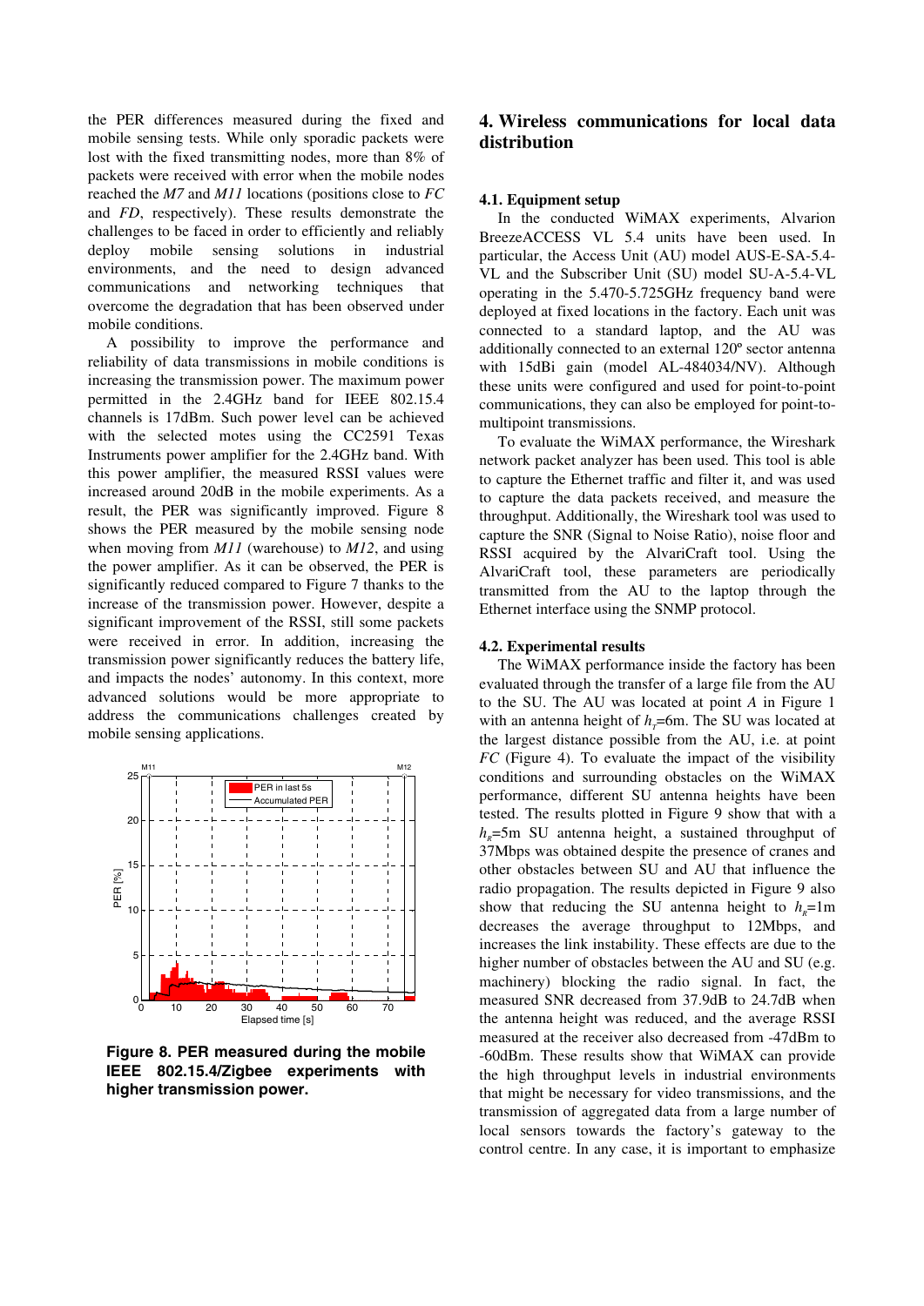the PER differences measured during the fixed and mobile sensing tests. While only sporadic packets were lost with the fixed transmitting nodes, more than 8% of packets were received with error when the mobile nodes reached the *M7* and *M11* locations (positions close to *FC* and *FD*, respectively). These results demonstrate the challenges to be faced in order to efficiently and reliably deploy mobile sensing solutions in industrial environments, and the need to design advanced communications and networking techniques that overcome the degradation that has been observed under mobile conditions.

A possibility to improve the performance and reliability of data transmissions in mobile conditions is increasing the transmission power. The maximum power permitted in the 2.4GHz band for IEEE 802.15.4 channels is 17dBm. Such power level can be achieved with the selected motes using the CC2591 Texas Instruments power amplifier for the 2.4GHz band. With this power amplifier, the measured RSSI values were increased around 20dB in the mobile experiments. As a result, the PER was significantly improved. Figure 8 shows the PER measured by the mobile sensing node when moving from *M11* (warehouse) to *M12*, and using the power amplifier. As it can be observed, the PER is significantly reduced compared to Figure 7 thanks to the increase of the transmission power. However, despite a significant improvement of the RSSI, still some packets were received in error. In addition, increasing the transmission power significantly reduces the battery life, and impacts the nodes' autonomy. In this context, more advanced solutions would be more appropriate to address the communications challenges created by mobile sensing applications.

**Figure 8. PER measured during the mobile IEEE 802.15.4/Zigbee experiments with higher transmission power.**

## 4. Wireless communications for local data distribution

### 4.1. Equipment setup

In the conducted WiMAX experiments, Alvarion BreezeACCESS VL 5.4 units have been used. In particular, the Access Unit (AU) model AUS-E-SA-5.4-VL and the Subscriber Unit (SU) model SU-A-5.4-VL operating in the 5.470-5.725GHz frequency band were deployed at fixed locations in the factory. Each unit was connected to a standard laptop, and the AU was additionally connected to an external 120º sector antenna with 15dBi gain (model AL-484034/NV). Although these units were configured and used for point-to-point communications, they can also be employed for point-to-multipoint transmissions.

To evaluate the WiMAX performance, the Wireshark network packet analyzer has been used. This tool is able to capture the Ethernet traffic and filter it, and was used to capture the data packets received, and measure the throughput. Additionally, the Wireshark tool was used to capture the SNR (Signal to Noise Ratio), noise floor and RSSI acquired by the AlvariCraft tool. Using the AlvariCraft tool, these parameters are periodically transmitted from the AU to the laptop through the Ethernet interface using the SNMP protocol.

### 4.2. Experimental results

The WiMAX performance inside the factory has been evaluated through the transfer of a large file from the AU to the SU. The AU was located at point *A* in Figure 1 with an antenna height of $h_T$=6m. The SU was located at the largest distance possible from the AU, i.e. at point *FC* (Figure 4). To evaluate the impact of the visibility conditions and surrounding obstacles on the WiMAX performance, different SU antenna heights have been tested. The results plotted in Figure 9 show that with a $h_R$=5m SU antenna height, a sustained throughput of 37Mbps was obtained despite the presence of cranes and other obstacles between SU and AU that influence the radio propagation. The results depicted in Figure 9 also show that reducing the SU antenna height to $h_R$=1m decreases the average throughput to 12Mbps, and increases the link instability. These effects are due to the higher number of obstacles between the AU and SU (e.g. machinery) blocking the radio signal. In fact, the measured SNR decreased from 37.9dB to 24.7dB when the antenna height was reduced, and the average RSSI measured at the receiver also decreased from -47dBm to -60dBm. These results show that WiMAX can provide the high throughput levels in industrial environments that might be necessary for video transmissions, and the transmission of aggregated data from a large number of local sensors towards the factory's gateway to the control centre. In any case, it is important to emphasize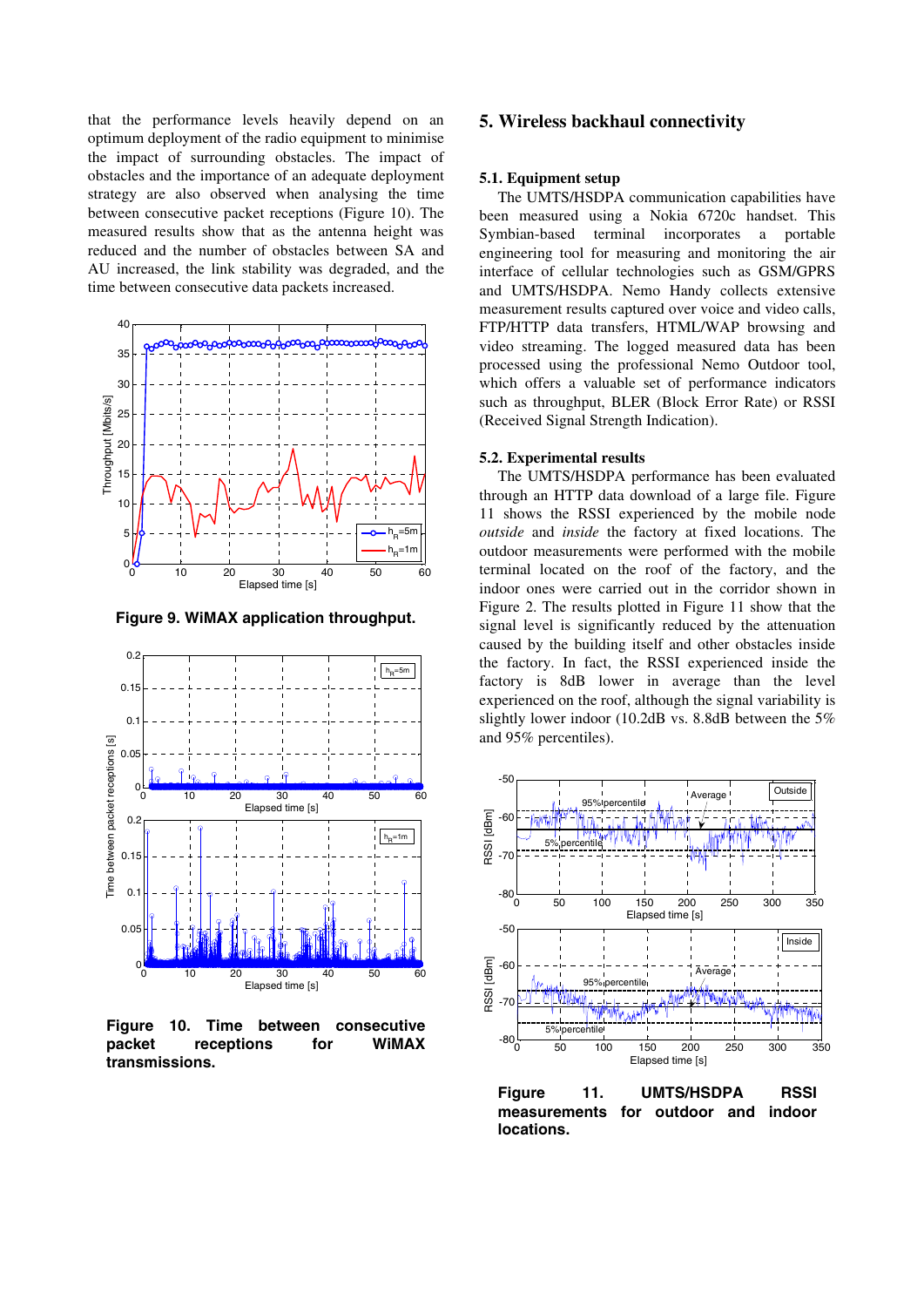that the performance levels heavily depend on an optimum deployment of the radio equipment to minimise the impact of surrounding obstacles. The impact of obstacles and the importance of an adequate deployment strategy are also observed when analysing the time between consecutive packet receptions (Figure 10). The measured results show that as the antenna height was reduced and the number of obstacles between SA and AU increased, the link stability was degraded, and the time between consecutive data packets increased.

**Figure 9. WiMAX application throughput.**

**Figure 10. Time between consecutive packet receptions for WiMAX transmissions.**

## 5. Wireless backhaul connectivity

### 5.1. Equipment setup

The UMTS/HSDPA communication capabilities have been measured using a Nokia 6720c handset. This Symbian-based terminal incorporates a portable engineering tool for measuring and monitoring the air interface of cellular technologies such as GSM/GPRS and UMTS/HSDPA. Nemo Handy collects extensive measurement results captured over voice and video calls, FTP/HTTP data transfers, HTML/WAP browsing and video streaming. The logged measured data has been processed using the professional Nemo Outdoor tool, which offers a valuable set of performance indicators such as throughput, BLER (Block Error Rate) or RSSI (Received Signal Strength Indication).

### 5.2. Experimental results

The UMTS/HSDPA performance has been evaluated through an HTTP data download of a large file. Figure 11 shows the RSSI experienced by the mobile node *outside* and *inside* the factory at fixed locations. The outdoor measurements were performed with the mobile terminal located on the roof of the factory, and the indoor ones were carried out in the corridor shown in Figure 2. The results plotted in Figure 11 show that the signal level is significantly reduced by the attenuation caused by the building itself and other obstacles inside the factory. In fact, the RSSI experienced inside the factory is 8dB lower in average than the level experienced on the roof, although the signal variability is slightly lower indoor (10.2dB vs. 8.8dB between the 5% and 95% percentiles).

**Figure 11. UMTS/HSDPA RSSI measurements for outdoor and indoor locations.**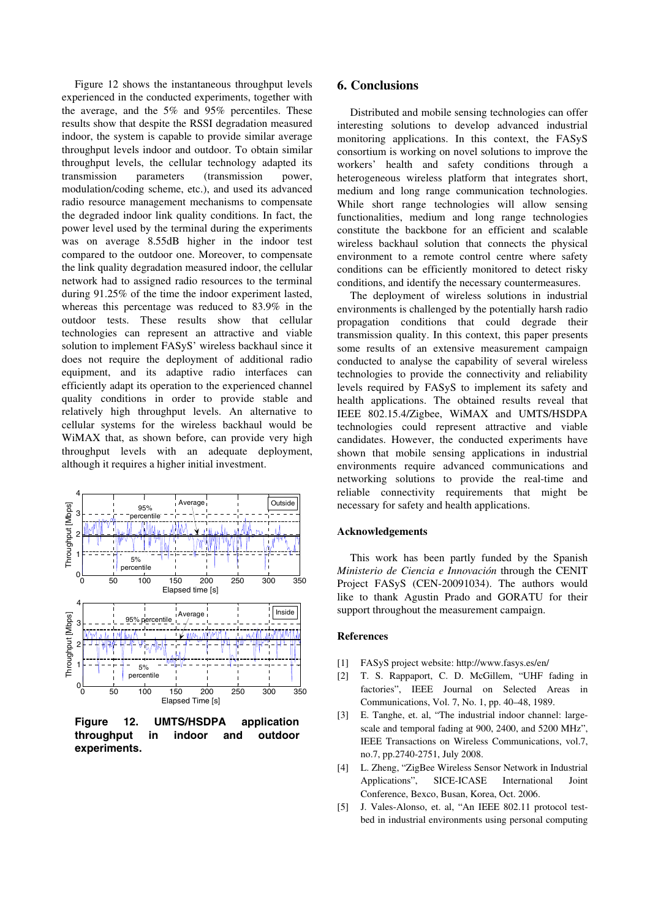Figure 12 shows the instantaneous throughput levels experienced in the conducted experiments, together with the average, and the 5% and 95% percentiles. These results show that despite the RSSI degradation measured indoor, the system is capable to provide similar average throughput levels indoor and outdoor. To obtain similar throughput levels, the cellular technology adapted its transmission parameters (transmission power, modulation/coding scheme, etc.), and used its advanced radio resource management mechanisms to compensate the degraded indoor link quality conditions. In fact, the power level used by the terminal during the experiments was on average 8.55dB higher in the indoor test compared to the outdoor one. Moreover, to compensate the link quality degradation measured indoor, the cellular network had to assigned radio resources to the terminal during 91.25% of the time the indoor experiment lasted, whereas this percentage was reduced to 83.9% in the outdoor tests. These results show that cellular technologies can represent an attractive and viable solution to implement FASyS' wireless backhaul since it does not require the deployment of additional radio equipment, and its adaptive radio interfaces can efficiently adapt its operation to the experienced channel quality conditions in order to provide stable and relatively high throughput levels. An alternative to cellular systems for the wireless backhaul would be WiMAX that, as shown before, can provide very high throughput levels with an adequate deployment, although it requires a higher initial investment.

Outside
Throughput [Mbps]
95% percentile
Average
5% percentile
Elapsed time [s]

Inside
Throughput [Mbps]
95% percentile
Average
5% percentile
Elapsed Time [s]

**Figure 12. UMTS/HSDPA application throughput in indoor and outdoor experiments.**

## 6. Conclusions

Distributed and mobile sensing technologies can offer interesting solutions to develop advanced industrial monitoring applications. In this context, the FASyS consortium is working on novel solutions to improve the workers' health and safety conditions through a heterogeneous wireless platform that integrates short, medium and long range communication technologies. While short range technologies will allow sensing functionalities, medium and long range technologies constitute the backbone for an efficient and scalable wireless backhaul solution that connects the physical environment to a remote control centre where safety conditions can be efficiently monitored to detect risky conditions, and identify the necessary countermeasures.

The deployment of wireless solutions in industrial environments is challenged by the potentially harsh radio propagation conditions that could degrade their transmission quality. In this context, this paper presents some results of an extensive measurement campaign conducted to analyse the capability of several wireless technologies to provide the connectivity and reliability levels required by FASyS to implement its safety and health applications. The obtained results reveal that IEEE 802.15.4/Zigbee, WiMAX and UMTS/HSDPA technologies could represent attractive and viable candidates. However, the conducted experiments have shown that mobile sensing applications in industrial environments require advanced communications and networking solutions to provide the real-time and reliable connectivity requirements that might be necessary for safety and health applications.

### Acknowledgements

This work has been partly funded by the Spanish *Ministerio de Ciencia e Innovación* through the CENIT Project FASyS (CEN-20091034). The authors would like to thank Agustin Prado and GORATU for their support throughout the measurement campaign.

### References

[1] FASyS project website: http://www.fasys.es/en/

[2] T. S. Rappaport, C. D. McGillem, "UHF fading in factories", IEEE Journal on Selected Areas in Communications, Vol. 7, No. 1, pp. 40–48, 1989.

[3] E. Tanghe, et. al, "The industrial indoor channel: large-scale and temporal fading at 900, 2400, and 5200 MHz", IEEE Transactions on Wireless Communications, vol.7, no.7, pp.2740-2751, July 2008.

[4] L. Zheng, "ZigBee Wireless Sensor Network in Industrial Applications", SICE-ICASE International Joint Conference, Bexco, Busan, Korea, Oct. 2006.

[5] J. Vales-Alonso, et. al, "An IEEE 802.11 protocol test-bed in industrial environments using personal computing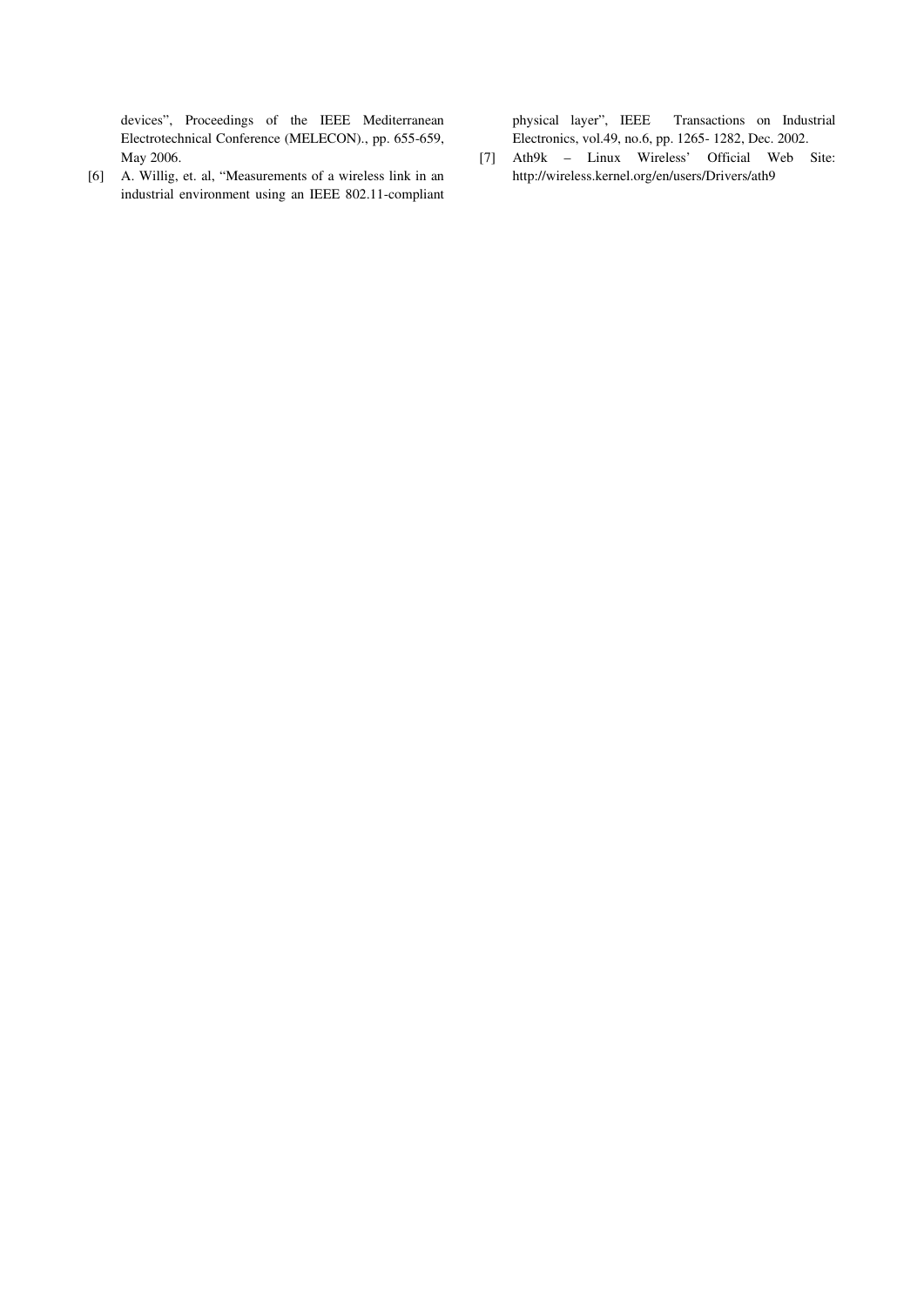devices", Proceedings of the IEEE Mediterranean Electrotechnical Conference (MELECON)., pp. 655-659, May 2006.

[6] A. Willig, et. al, "Measurements of a wireless link in an industrial environment using an IEEE 802.11-compliant physical layer", IEEE Transactions on Industrial Electronics, vol.49, no.6, pp. 1265- 1282, Dec. 2002.

[7] Ath9k – Linux Wireless' Official Web Site: http://wireless.kernel.org/en/users/Drivers/ath9